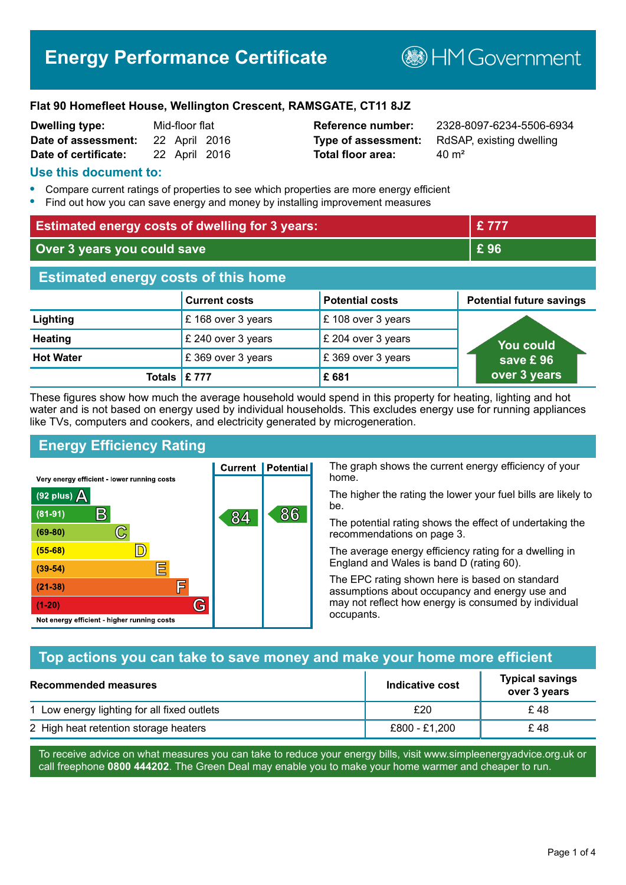# Energy Performance Certificate

HM Government

**Flat 90 Homefleet House, Wellington Crescent, RAMSGATE, CT11 8JZ**

| | | | |
|---|---|---|---|
| **Dwelling type:** | Mid-floor flat | **Reference number:** | 2328-8097-6234-5506-6934 |
| **Date of assessment:** | 22 April 2016 | **Type of assessment:** | RdSAP, existing dwelling |
| **Date of certificate:** | 22 April 2016 | **Total floor area:** | 40 m² |

## Use this document to:

- Compare current ratings of properties to see which properties are more energy efficient
- Find out how you can save energy and money by installing improvement measures

| | |
|---|---|
| **Estimated energy costs of dwelling for 3 years:** | **£ 777** |
| **Over 3 years you could save** | **£ 96** |

## Estimated energy costs of this home

| | Current costs | Potential costs | Potential future savings |
|---|---|---|---|
| **Lighting** | £ 168 over 3 years | £ 108 over 3 years | You could save £ 96 over 3 years |
| **Heating** | £ 240 over 3 years | £ 204 over 3 years | |
| **Hot Water** | £ 369 over 3 years | £ 369 over 3 years | |
| **Totals** | **£ 777** | **£ 681** | |

These figures show how much the average household would spend in this property for heating, lighting and hot water and is not based on energy used by individual households. This excludes energy use for running appliances like TVs, computers and cookers, and electricity generated by microgeneration.

## Energy Efficiency Rating

| Rating band | Current | Potential |
|---|---|---|
| Very energy efficient - lower running costs | | |
| (92 plus) A | | |
| (81-91) B | 84 | 86 |
| (69-80) C | | |
| (55-68) D | | |
| (39-54) E | | |
| (21-38) F | | |
| (1-20) G | | |
| Not energy efficient - higher running costs | | |

The graph shows the current energy efficiency of your home.

The higher the rating the lower your fuel bills are likely to be.

The potential rating shows the effect of undertaking the recommendations on page 3.

The average energy efficiency rating for a dwelling in England and Wales is band D (rating 60).

The EPC rating shown here is based on standard assumptions about occupancy and energy use and may not reflect how energy is consumed by individual occupants.

## Top actions you can take to save money and make your home more efficient

| Recommended measures | Indicative cost | Typical savings over 3 years |
|---|---|---|
| 1 Low energy lighting for all fixed outlets | £20 | £ 48 |
| 2 High heat retention storage heaters | £800 - £1,200 | £ 48 |

To receive advice on what measures you can take to reduce your energy bills, visit www.simpleenergyadvice.org.uk or call freephone **0800 444202**. The Green Deal may enable you to make your home warmer and cheaper to run.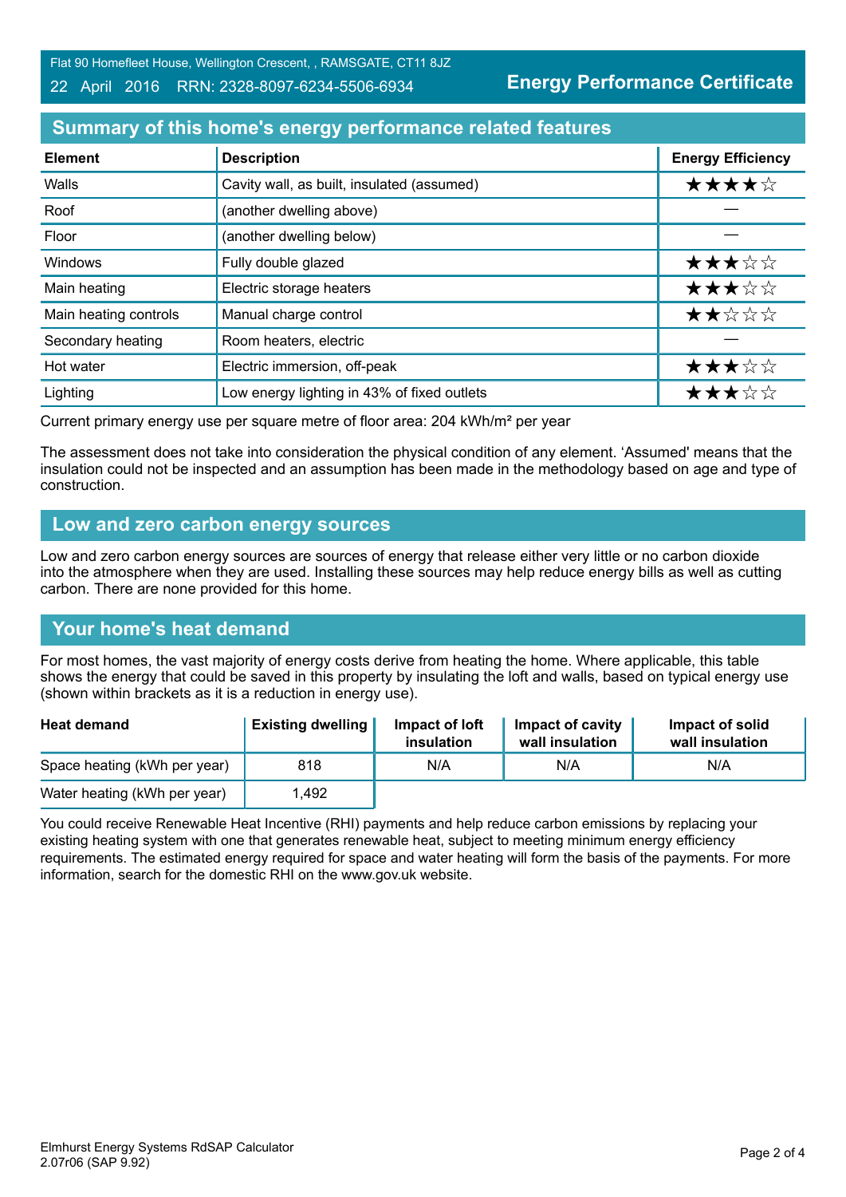Flat 90 Homefleet House, Wellington Crescent, , RAMSGATE, CT11 8JZ
22 April 2016 RRN: 2328-8097-6234-5506-6934

**Energy Performance Certificate**

## Summary of this home's energy performance related features

| Element | Description | Energy Efficiency |
|---|---|---|
| Walls | Cavity wall, as built, insulated (assumed) | ★★★★☆ |
| Roof | (another dwelling above) | — |
| Floor | (another dwelling below) | — |
| Windows | Fully double glazed | ★★★☆☆ |
| Main heating | Electric storage heaters | ★★★☆☆ |
| Main heating controls | Manual charge control | ★★☆☆☆ |
| Secondary heating | Room heaters, electric | — |
| Hot water | Electric immersion, off-peak | ★★★☆☆ |
| Lighting | Low energy lighting in 43% of fixed outlets | ★★★☆☆ |

Current primary energy use per square metre of floor area: 204 kWh/m² per year

The assessment does not take into consideration the physical condition of any element. 'Assumed' means that the insulation could not be inspected and an assumption has been made in the methodology based on age and type of construction.

## Low and zero carbon energy sources

Low and zero carbon energy sources are sources of energy that release either very little or no carbon dioxide into the atmosphere when they are used. Installing these sources may help reduce energy bills as well as cutting carbon. There are none provided for this home.

## Your home's heat demand

For most homes, the vast majority of energy costs derive from heating the home. Where applicable, this table shows the energy that could be saved in this property by insulating the loft and walls, based on typical energy use (shown within brackets as it is a reduction in energy use).

| Heat demand | Existing dwelling | Impact of loft insulation | Impact of cavity wall insulation | Impact of solid wall insulation |
|---|---|---|---|---|
| Space heating (kWh per year) | 818 | N/A | N/A | N/A |
| Water heating (kWh per year) | 1,492 | | | |

You could receive Renewable Heat Incentive (RHI) payments and help reduce carbon emissions by replacing your existing heating system with one that generates renewable heat, subject to meeting minimum energy efficiency requirements. The estimated energy required for space and water heating will form the basis of the payments. For more information, search for the domestic RHI on the www.gov.uk website.

Elmhurst Energy Systems RdSAP Calculator
2.07r06 (SAP 9.92)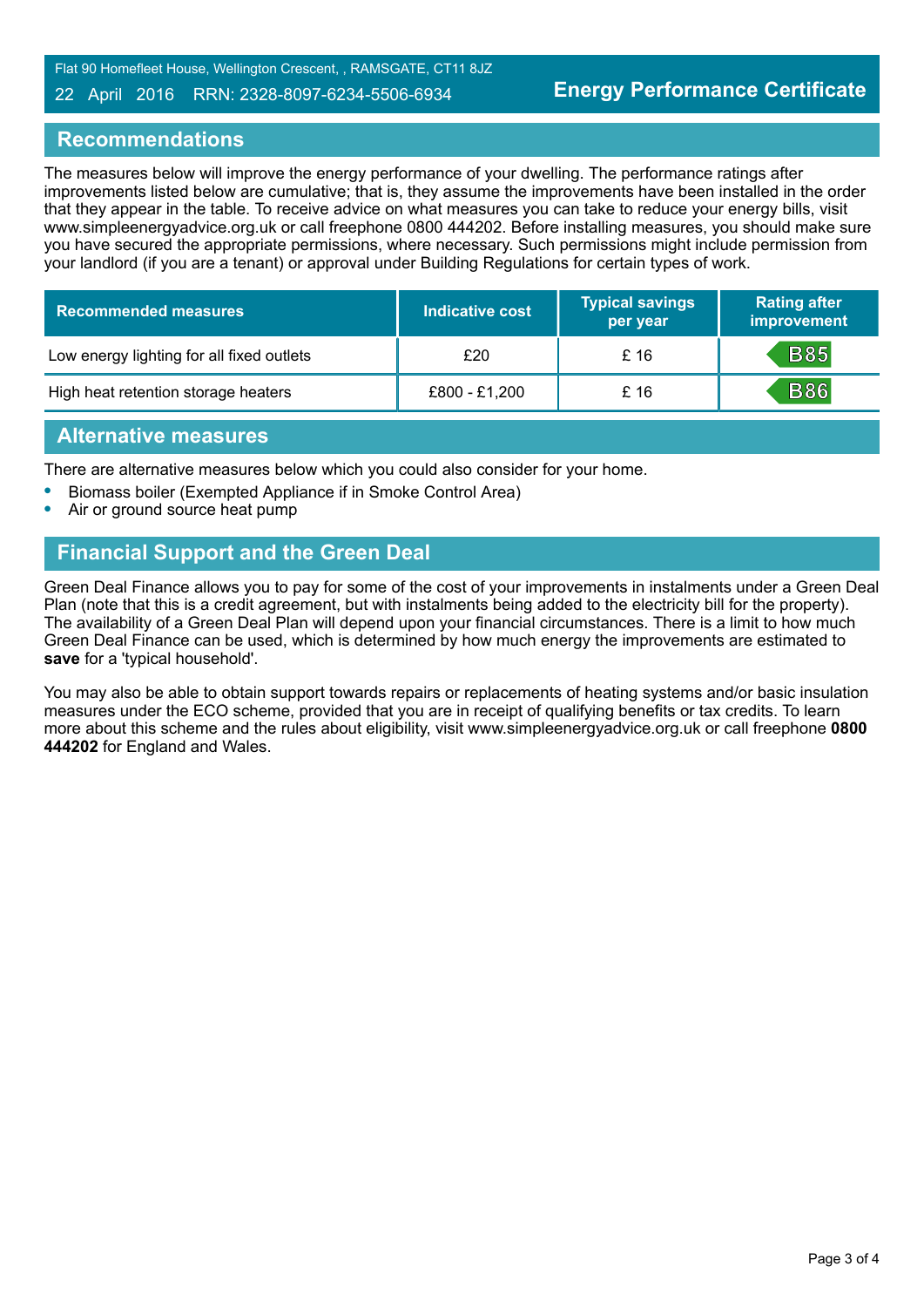## Recommendations

The measures below will improve the energy performance of your dwelling. The performance ratings after improvements listed below are cumulative; that is, they assume the improvements have been installed in the order that they appear in the table. To receive advice on what measures you can take to reduce your energy bills, visit www.simpleenergyadvice.org.uk or call freephone 0800 444202. Before installing measures, you should make sure you have secured the appropriate permissions, where necessary. Such permissions might include permission from your landlord (if you are a tenant) or approval under Building Regulations for certain types of work.

| Recommended measures | Indicative cost | Typical savings per year | Rating after improvement |
|---|---|---|---|
| Low energy lighting for all fixed outlets | £20 | £ 16 | B85 |
| High heat retention storage heaters | £800 - £1,200 | £ 16 | B86 |

## Alternative measures

There are alternative measures below which you could also consider for your home.

- Biomass boiler (Exempted Appliance if in Smoke Control Area)
- Air or ground source heat pump

## Financial Support and the Green Deal

Green Deal Finance allows you to pay for some of the cost of your improvements in instalments under a Green Deal Plan (note that this is a credit agreement, but with instalments being added to the electricity bill for the property). The availability of a Green Deal Plan will depend upon your financial circumstances. There is a limit to how much Green Deal Finance can be used, which is determined by how much energy the improvements are estimated to **save** for a 'typical household'.

You may also be able to obtain support towards repairs or replacements of heating systems and/or basic insulation measures under the ECO scheme, provided that you are in receipt of qualifying benefits or tax credits. To learn more about this scheme and the rules about eligibility, visit www.simpleenergyadvice.org.uk or call freephone **0800 444202** for England and Wales.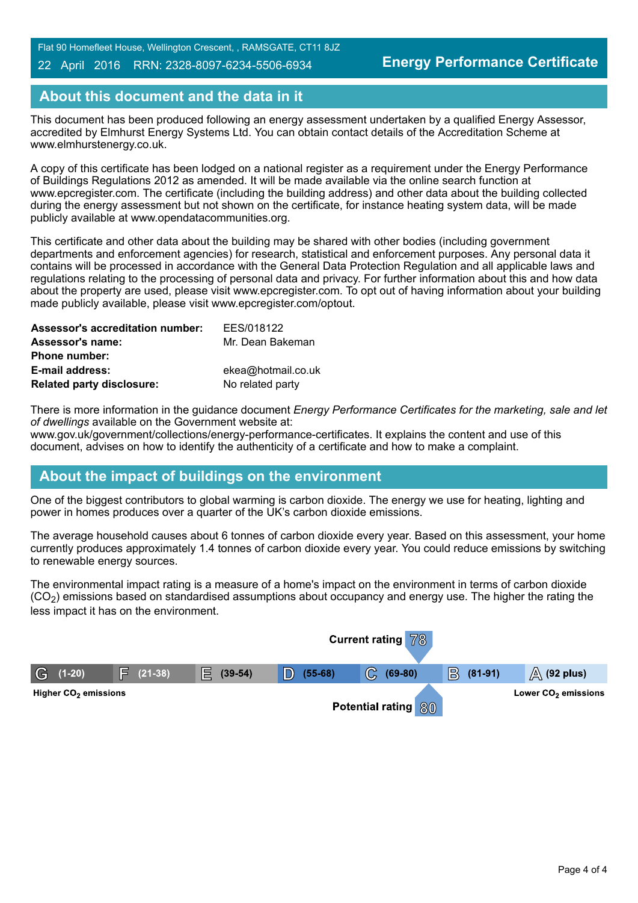Flat 90 Homefleet House, Wellington Crescent, , RAMSGATE, CT11 8JZ
22 April 2016 RRN: 2328-8097-6234-5506-6934

**Energy Performance Certificate**

## About this document and the data in it

This document has been produced following an energy assessment undertaken by a qualified Energy Assessor, accredited by Elmhurst Energy Systems Ltd. You can obtain contact details of the Accreditation Scheme at www.elmhurstenergy.co.uk.

A copy of this certificate has been lodged on a national register as a requirement under the Energy Performance of Buildings Regulations 2012 as amended. It will be made available via the online search function at www.epcregister.com. The certificate (including the building address) and other data about the building collected during the energy assessment but not shown on the certificate, for instance heating system data, will be made publicly available at www.opendatacommunities.org.

This certificate and other data about the building may be shared with other bodies (including government departments and enforcement agencies) for research, statistical and enforcement purposes. Any personal data it contains will be processed in accordance with the General Data Protection Regulation and all applicable laws and regulations relating to the processing of personal data and privacy. For further information about this and how data about the property are used, please visit www.epcregister.com. To opt out of having information about your building made publicly available, please visit www.epcregister.com/optout.

| | |
|---|---|
| **Assessor's accreditation number:** | EES/018122 |
| **Assessor's name:** | Mr. Dean Bakeman |
| **Phone number:** | |
| **E-mail address:** | ekea@hotmail.co.uk |
| **Related party disclosure:** | No related party |

There is more information in the guidance document *Energy Performance Certificates for the marketing, sale and let of dwellings* available on the Government website at: www.gov.uk/government/collections/energy-performance-certificates. It explains the content and use of this document, advises on how to identify the authenticity of a certificate and how to make a complaint.

## About the impact of buildings on the environment

One of the biggest contributors to global warming is carbon dioxide. The energy we use for heating, lighting and power in homes produces over a quarter of the UK's carbon dioxide emissions.

The average household causes about 6 tonnes of carbon dioxide every year. Based on this assessment, your home currently produces approximately 1.4 tonnes of carbon dioxide every year. You could reduce emissions by switching to renewable energy sources.

The environmental impact rating is a measure of a home's impact on the environment in terms of carbon dioxide ($CO_2$) emissions based on standardised assumptions about occupancy and energy use. The higher the rating the less impact it has on the environment.

Current rating 78

G (1-20)
F (21-38)
E (39-54)
D (55-68)
C (69-80)
B (81-91)
A (92 plus)

Higher $CO_2$ emissions
Lower $CO_2$ emissions

Potential rating 80